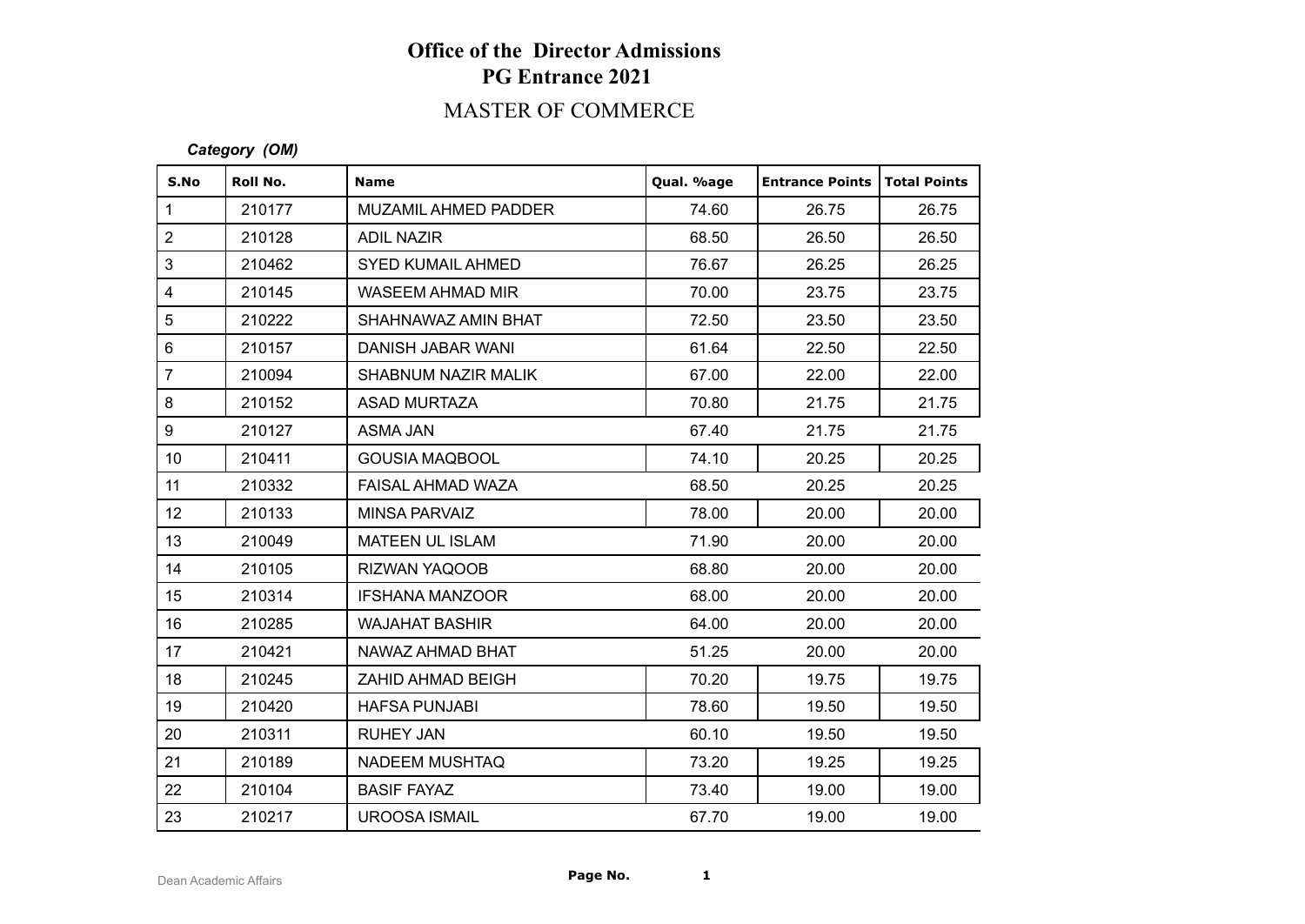# Office of the Director Admissions
## PG Entrance 2021
## MASTER OF COMMERCE

***Category (OM)***

| S.No | Roll No. | Name | Qual. %age | Entrance Points | Total Points |
|---|---|---|---|---|---|
| 1 | 210177 | MUZAMIL AHMED PADDER | 74.60 | 26.75 | 26.75 |
| 2 | 210128 | ADIL NAZIR | 68.50 | 26.50 | 26.50 |
| 3 | 210462 | SYED KUMAIL AHMED | 76.67 | 26.25 | 26.25 |
| 4 | 210145 | WASEEM AHMAD MIR | 70.00 | 23.75 | 23.75 |
| 5 | 210222 | SHAHNAWAZ AMIN BHAT | 72.50 | 23.50 | 23.50 |
| 6 | 210157 | DANISH JABAR WANI | 61.64 | 22.50 | 22.50 |
| 7 | 210094 | SHABNUM NAZIR MALIK | 67.00 | 22.00 | 22.00 |
| 8 | 210152 | ASAD MURTAZA | 70.80 | 21.75 | 21.75 |
| 9 | 210127 | ASMA JAN | 67.40 | 21.75 | 21.75 |
| 10 | 210411 | GOUSIA MAQBOOL | 74.10 | 20.25 | 20.25 |
| 11 | 210332 | FAISAL AHMAD WAZA | 68.50 | 20.25 | 20.25 |
| 12 | 210133 | MINSA PARVAIZ | 78.00 | 20.00 | 20.00 |
| 13 | 210049 | MATEEN UL ISLAM | 71.90 | 20.00 | 20.00 |
| 14 | 210105 | RIZWAN YAQOOB | 68.80 | 20.00 | 20.00 |
| 15 | 210314 | IFSHANA MANZOOR | 68.00 | 20.00 | 20.00 |
| 16 | 210285 | WAJAHAT BASHIR | 64.00 | 20.00 | 20.00 |
| 17 | 210421 | NAWAZ AHMAD BHAT | 51.25 | 20.00 | 20.00 |
| 18 | 210245 | ZAHID AHMAD BEIGH | 70.20 | 19.75 | 19.75 |
| 19 | 210420 | HAFSA PUNJABI | 78.60 | 19.50 | 19.50 |
| 20 | 210311 | RUHEY JAN | 60.10 | 19.50 | 19.50 |
| 21 | 210189 | NADEEM MUSHTAQ | 73.20 | 19.25 | 19.25 |
| 22 | 210104 | BASIF FAYAZ | 73.40 | 19.00 | 19.00 |
| 23 | 210217 | UROOSA ISMAIL | 67.70 | 19.00 | 19.00 |

Dean Academic Affairs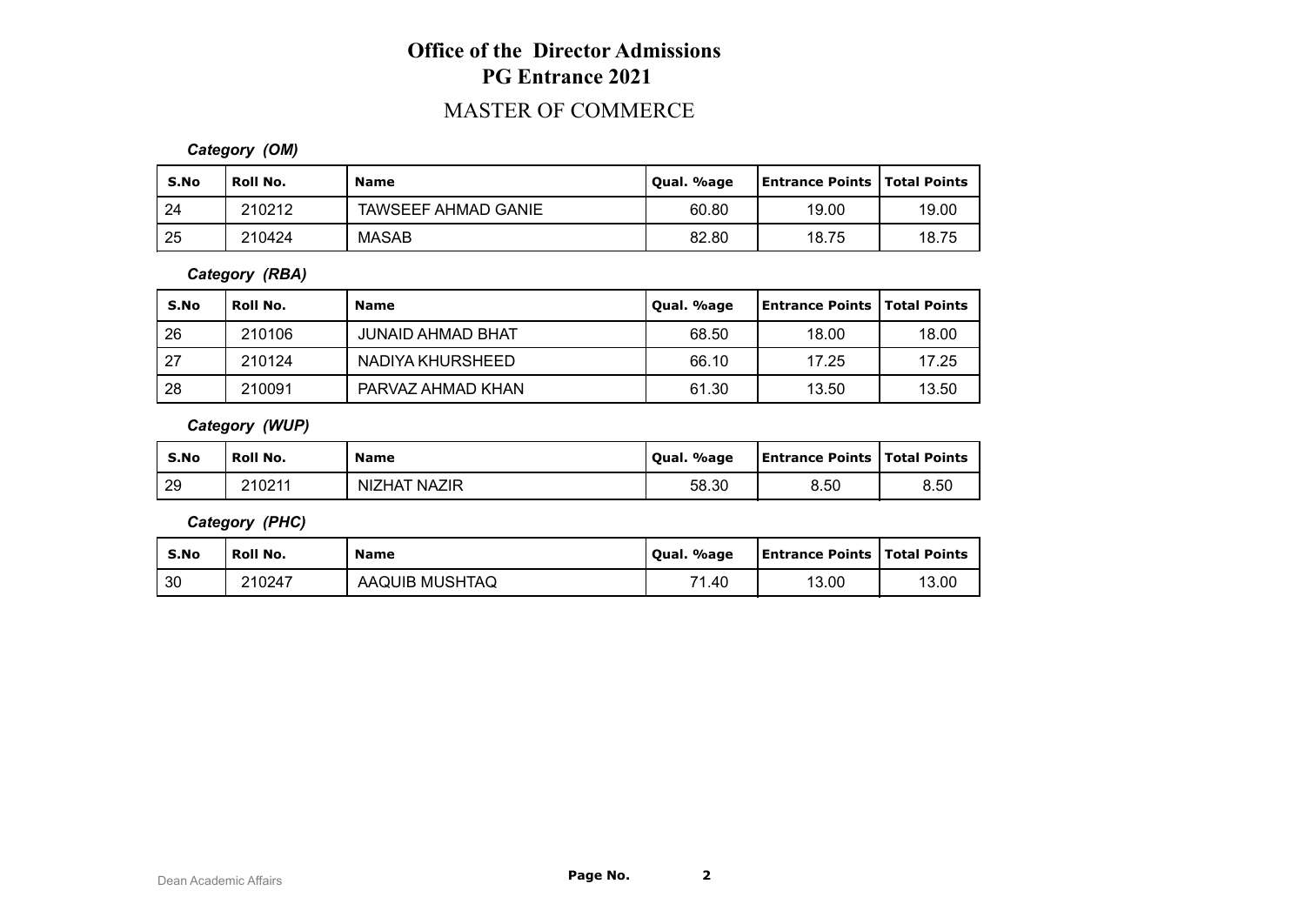# Office of the Director Admissions
## PG Entrance 2021
## MASTER OF COMMERCE

***Category (OM)***

| S.No | Roll No. | Name | Qual. %age | Entrance Points | Total Points |
|---|---|---|---|---|---|
| 24 | 210212 | TAWSEEF AHMAD GANIE | 60.80 | 19.00 | 19.00 |
| 25 | 210424 | MASAB | 82.80 | 18.75 | 18.75 |

***Category (RBA)***

| S.No | Roll No. | Name | Qual. %age | Entrance Points | Total Points |
|---|---|---|---|---|---|
| 26 | 210106 | JUNAID AHMAD BHAT | 68.50 | 18.00 | 18.00 |
| 27 | 210124 | NADIYA KHURSHEED | 66.10 | 17.25 | 17.25 |
| 28 | 210091 | PARVAZ AHMAD KHAN | 61.30 | 13.50 | 13.50 |

***Category (WUP)***

| S.No | Roll No. | Name | Qual. %age | Entrance Points | Total Points |
|---|---|---|---|---|---|
| 29 | 210211 | NIZHAT NAZIR | 58.30 | 8.50 | 8.50 |

***Category (PHC)***

| S.No | Roll No. | Name | Qual. %age | Entrance Points | Total Points |
|---|---|---|---|---|---|
| 30 | 210247 | AAQUIB MUSHTAQ | 71.40 | 13.00 | 13.00 |

Dean Academic Affairs